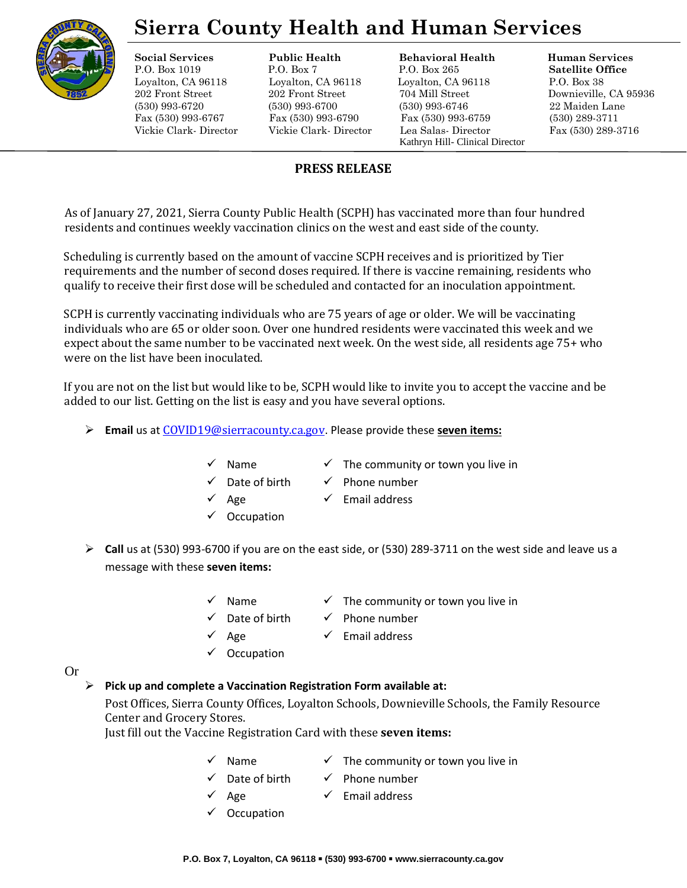# Sierra County Health and Human Services

**Social Services**
P.O. Box 1019
Loyalton, CA 96118
202 Front Street
(530) 993-6720
Fax (530) 993-6767
Vickie Clark- Director

**Public Health**
P.O. Box 7
Loyalton, CA 96118
202 Front Street
(530) 993-6700
Fax (530) 993-6790
Vickie Clark- Director

**Behavioral Health**
P.O. Box 265
Loyalton, CA 96118
704 Mill Street
(530) 993-6746
Fax (530) 993-6759
Lea Salas- Director
Kathryn Hill- Clinical Director

**Human Services Satellite Office**
P.O. Box 38
Downieville, CA 95936
22 Maiden Lane
(530) 289-3711
Fax (530) 289-3716

## PRESS RELEASE

As of January 27, 2021, Sierra County Public Health (SCPH) has vaccinated more than four hundred residents and continues weekly vaccination clinics on the west and east side of the county.

Scheduling is currently based on the amount of vaccine SCPH receives and is prioritized by Tier requirements and the number of second doses required. If there is vaccine remaining, residents who qualify to receive their first dose will be scheduled and contacted for an inoculation appointment.

SCPH is currently vaccinating individuals who are 75 years of age or older. We will be vaccinating individuals who are 65 or older soon. Over one hundred residents were vaccinated this week and we expect about the same number to be vaccinated next week. On the west side, all residents age 75+ who were on the list have been inoculated.

If you are not on the list but would like to be, SCPH would like to invite you to accept the vaccine and be added to our list. Getting on the list is easy and you have several options.

- **Email** us at COVID19@sierracounty.ca.gov. Please provide these **seven items:**
  - ✓ Name
  - ✓ Date of birth
  - ✓ Age
  - ✓ Occupation
  - ✓ The community or town you live in
  - ✓ Phone number
  - ✓ Email address

- **Call** us at (530) 993-6700 if you are on the east side, or (530) 289-3711 on the west side and leave us a message with these **seven items:**
  - ✓ Name
  - ✓ Date of birth
  - ✓ Age
  - ✓ Occupation
  - ✓ The community or town you live in
  - ✓ Phone number
  - ✓ Email address

Or

- **Pick up and complete a Vaccination Registration Form available at:**
  Post Offices, Sierra County Offices, Loyalton Schools, Downieville Schools, the Family Resource Center and Grocery Stores.
  Just fill out the Vaccine Registration Card with these **seven items:**
  - ✓ Name
  - ✓ Date of birth
  - ✓ Age
  - ✓ Occupation
  - ✓ The community or town you live in
  - ✓ Phone number
  - ✓ Email address

**P.O. Box 7, Loyalton, CA 96118 ▪ (530) 993-6700 ▪ www.sierracounty.ca.gov**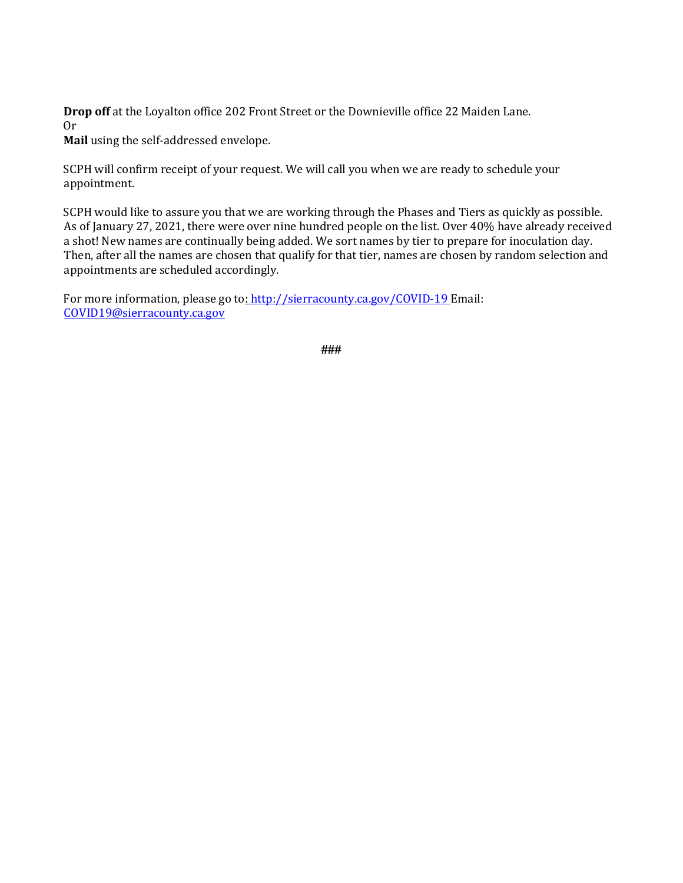**Drop off** at the Loyalton office 202 Front Street or the Downieville office 22 Maiden Lane.
Or
**Mail** using the self-addressed envelope.

SCPH will confirm receipt of your request. We will call you when we are ready to schedule your appointment.

SCPH would like to assure you that we are working through the Phases and Tiers as quickly as possible. As of January 27, 2021, there were over nine hundred people on the list. Over 40% have already received a shot! New names are continually being added. We sort names by tier to prepare for inoculation day. Then, after all the names are chosen that qualify for that tier, names are chosen by random selection and appointments are scheduled accordingly.

For more information, please go to: http://sierracounty.ca.gov/COVID-19 Email: COVID19@sierracounty.ca.gov

###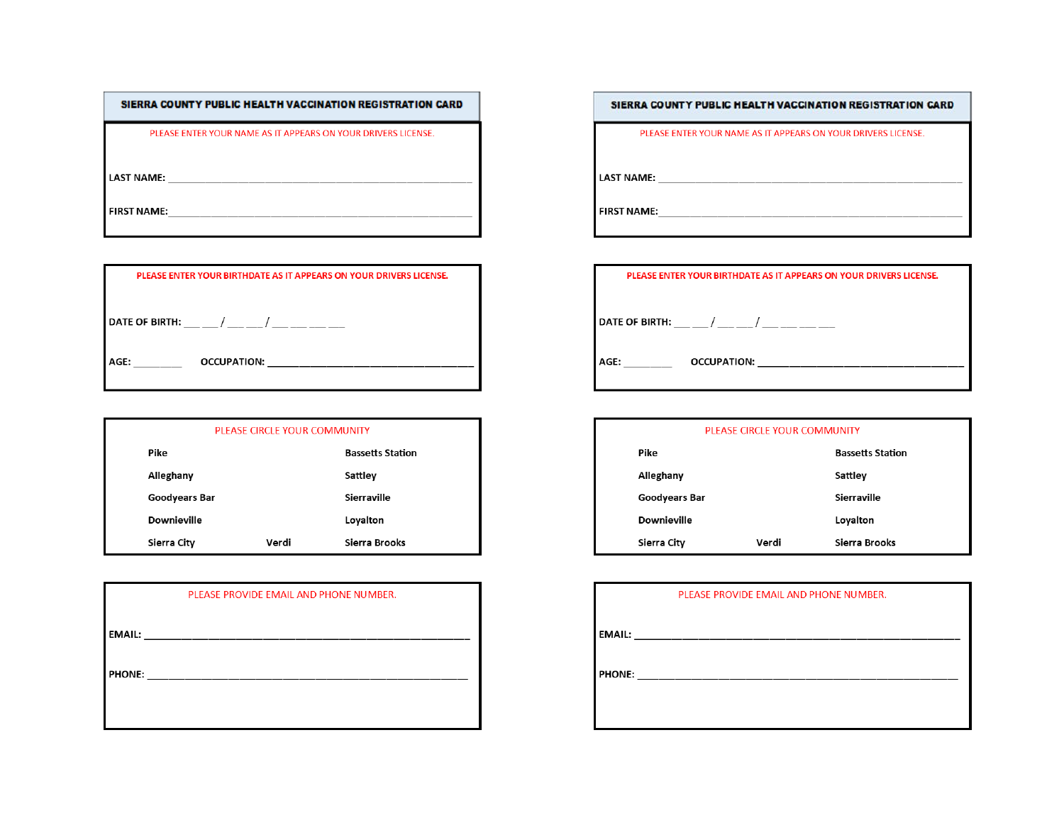## SIERRA COUNTY PUBLIC HEALTH VACCINATION REGISTRATION CARD

PLEASE ENTER YOUR NAME AS IT APPEARS ON YOUR DRIVERS LICENSE.

LAST NAME: ___________________________________________

FIRST NAME: ___________________________________________

**PLEASE ENTER YOUR BIRTHDATE AS IT APPEARS ON YOUR DRIVERS LICENSE.**

DATE OF BIRTH: ___ ___ / ___ ___ / ___ ___ ___ ___

AGE: ________ OCCUPATION: ___________________________________

PLEASE CIRCLE YOUR COMMUNITY

| | | |
|---|---|---|
| **Pike** | | **Bassetts Station** |
| **Alleghany** | | **Sattley** |
| **Goodyears Bar** | | **Sierraville** |
| **Downieville** | | **Loyalton** |
| **Sierra City** | **Verdi** | **Sierra Brooks** |

PLEASE PROVIDE EMAIL AND PHONE NUMBER.

EMAIL: ___________________________________________

PHONE: ___________________________________________

## SIERRA COUNTY PUBLIC HEALTH VACCINATION REGISTRATION CARD

PLEASE ENTER YOUR NAME AS IT APPEARS ON YOUR DRIVERS LICENSE.

LAST NAME: ___________________________________________

FIRST NAME: ___________________________________________

**PLEASE ENTER YOUR BIRTHDATE AS IT APPEARS ON YOUR DRIVERS LICENSE.**

DATE OF BIRTH: ___ ___ / ___ ___ / ___ ___ ___ ___

AGE: ________ OCCUPATION: ___________________________________

PLEASE CIRCLE YOUR COMMUNITY

| | | |
|---|---|---|
| **Pike** | | **Bassetts Station** |
| **Alleghany** | | **Sattley** |
| **Goodyears Bar** | | **Sierraville** |
| **Downieville** | | **Loyalton** |
| **Sierra City** | **Verdi** | **Sierra Brooks** |

PLEASE PROVIDE EMAIL AND PHONE NUMBER.

EMAIL: ___________________________________________

PHONE: ___________________________________________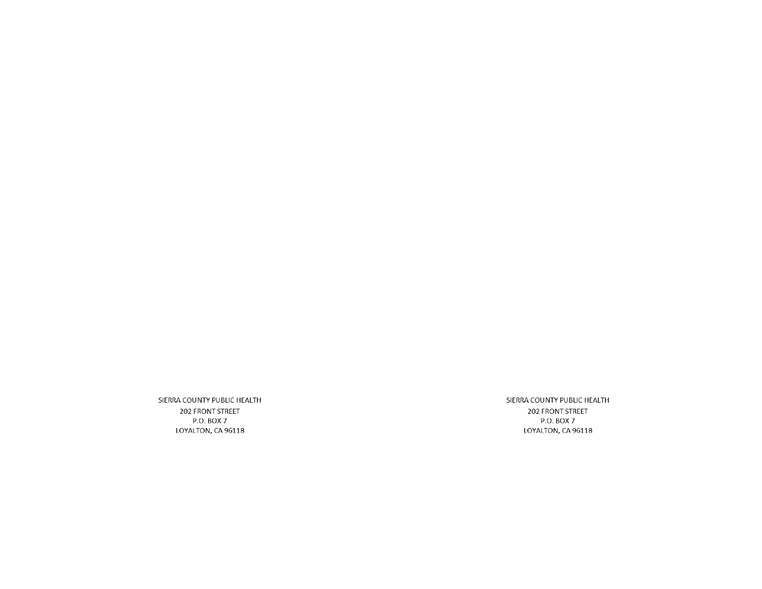SIERRA COUNTY PUBLIC HEALTH
202 FRONT STREET
P.O. BOX 7
LOYALTON, CA 96118

SIERRA COUNTY PUBLIC HEALTH
202 FRONT STREET
P.O. BOX 7
LOYALTON, CA 96118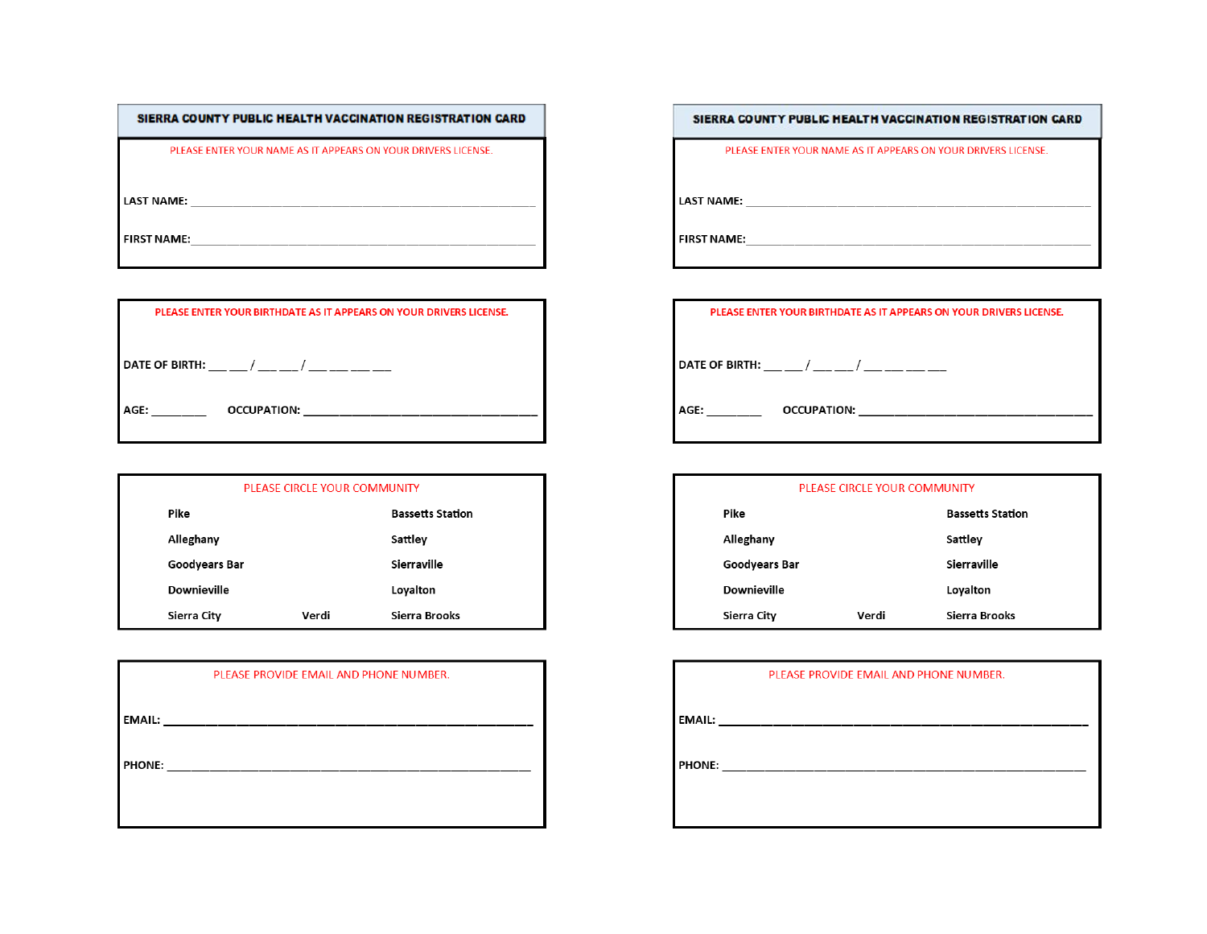## SIERRA COUNTY PUBLIC HEALTH VACCINATION REGISTRATION CARD

PLEASE ENTER YOUR NAME AS IT APPEARS ON YOUR DRIVERS LICENSE.

LAST NAME: ____________________________________________

FIRST NAME: ____________________________________________

PLEASE ENTER YOUR BIRTHDATE AS IT APPEARS ON YOUR DRIVERS LICENSE.

DATE OF BIRTH: ___ ___ / ___ ___ / ___ ___ ___ ___

AGE: _________ OCCUPATION: ______________________________

PLEASE CIRCLE YOUR COMMUNITY

| | | |
|---|---|---|
| Pike | | Bassetts Station |
| Alleghany | | Sattley |
| Goodyears Bar | | Sierraville |
| Downieville | | Loyalton |
| Sierra City | Verdi | Sierra Brooks |

PLEASE PROVIDE EMAIL AND PHONE NUMBER.

EMAIL: ____________________________________________

PHONE: ____________________________________________

## SIERRA COUNTY PUBLIC HEALTH VACCINATION REGISTRATION CARD

PLEASE ENTER YOUR NAME AS IT APPEARS ON YOUR DRIVERS LICENSE.

LAST NAME: ____________________________________________

FIRST NAME: ____________________________________________

PLEASE ENTER YOUR BIRTHDATE AS IT APPEARS ON YOUR DRIVERS LICENSE.

DATE OF BIRTH: ___ ___ / ___ ___ / ___ ___ ___ ___

AGE: _________ OCCUPATION: ______________________________

PLEASE CIRCLE YOUR COMMUNITY

| | | |
|---|---|---|
| Pike | | Bassetts Station |
| Alleghany | | Sattley |
| Goodyears Bar | | Sierraville |
| Downieville | | Loyalton |
| Sierra City | Verdi | Sierra Brooks |

PLEASE PROVIDE EMAIL AND PHONE NUMBER.

EMAIL: ____________________________________________

PHONE: ____________________________________________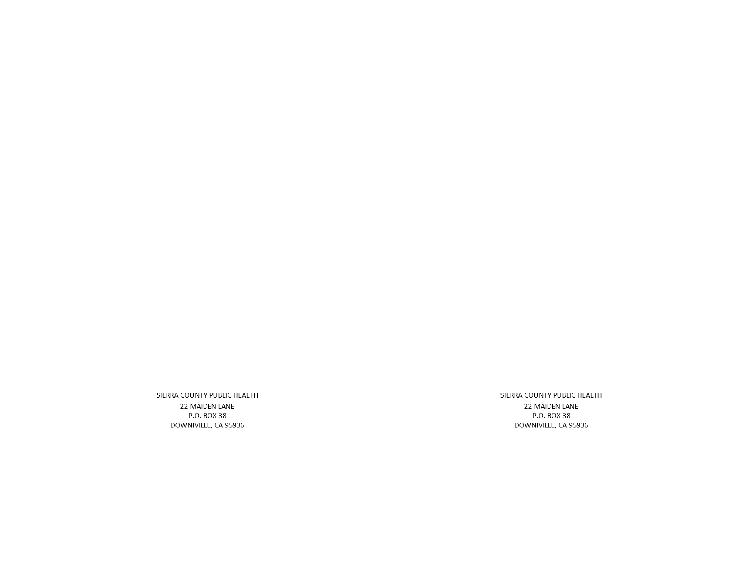SIERRA COUNTY PUBLIC HEALTH
22 MAIDEN LANE
P.O. BOX 38
DOWNIVILLE, CA 95936

SIERRA COUNTY PUBLIC HEALTH
22 MAIDEN LANE
P.O. BOX 38
DOWNIVILLE, CA 95936